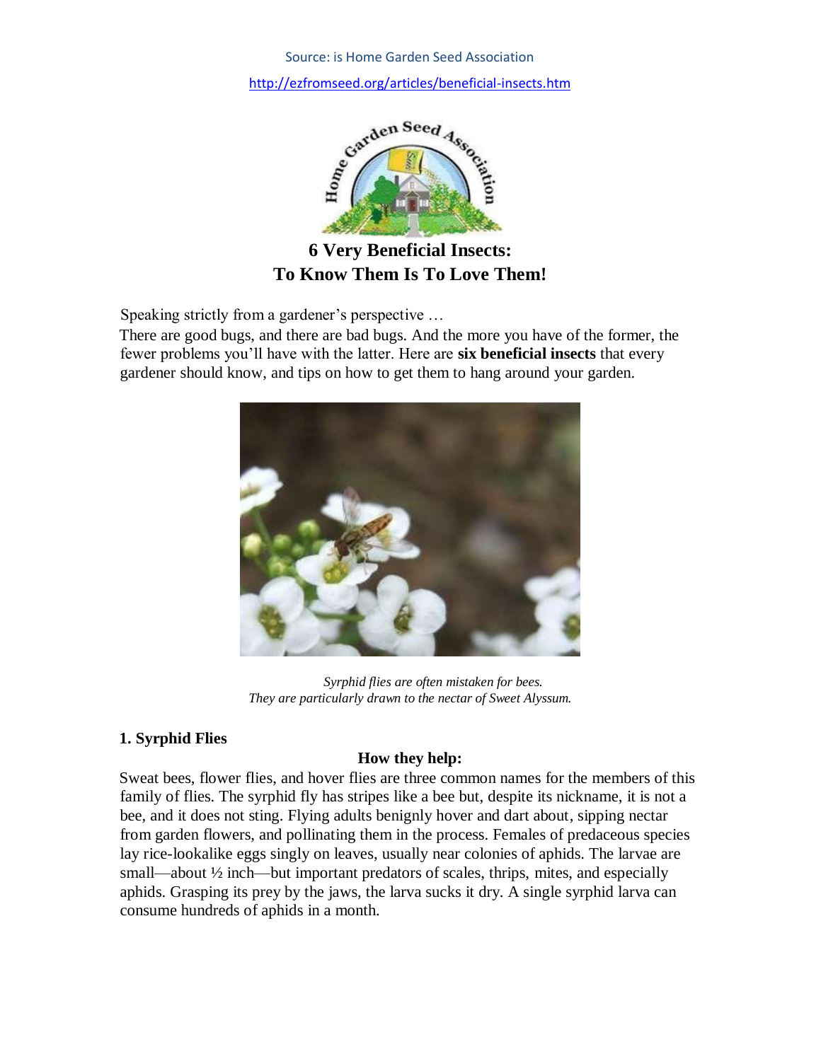Source: is Home Garden Seed Association

http://ezfromseed.org/articles/beneficial-insects.htm

# 6 Very Beneficial Insects: To Know Them Is To Love Them!

Speaking strictly from a gardener's perspective …

There are good bugs, and there are bad bugs. And the more you have of the former, the fewer problems you'll have with the latter. Here are **six beneficial insects** that every gardener should know, and tips on how to get them to hang around your garden.

*Syrphid flies are often mistaken for bees. They are particularly drawn to the nectar of Sweet Alyssum.*

## 1. Syrphid Flies

### How they help:

Sweat bees, flower flies, and hover flies are three common names for the members of this family of flies. The syrphid fly has stripes like a bee but, despite its nickname, it is not a bee, and it does not sting. Flying adults benignly hover and dart about, sipping nectar from garden flowers, and pollinating them in the process. Females of predaceous species lay rice-lookalike eggs singly on leaves, usually near colonies of aphids. The larvae are small—about ½ inch—but important predators of scales, thrips, mites, and especially aphids. Grasping its prey by the jaws, the larva sucks it dry. A single syrphid larva can consume hundreds of aphids in a month.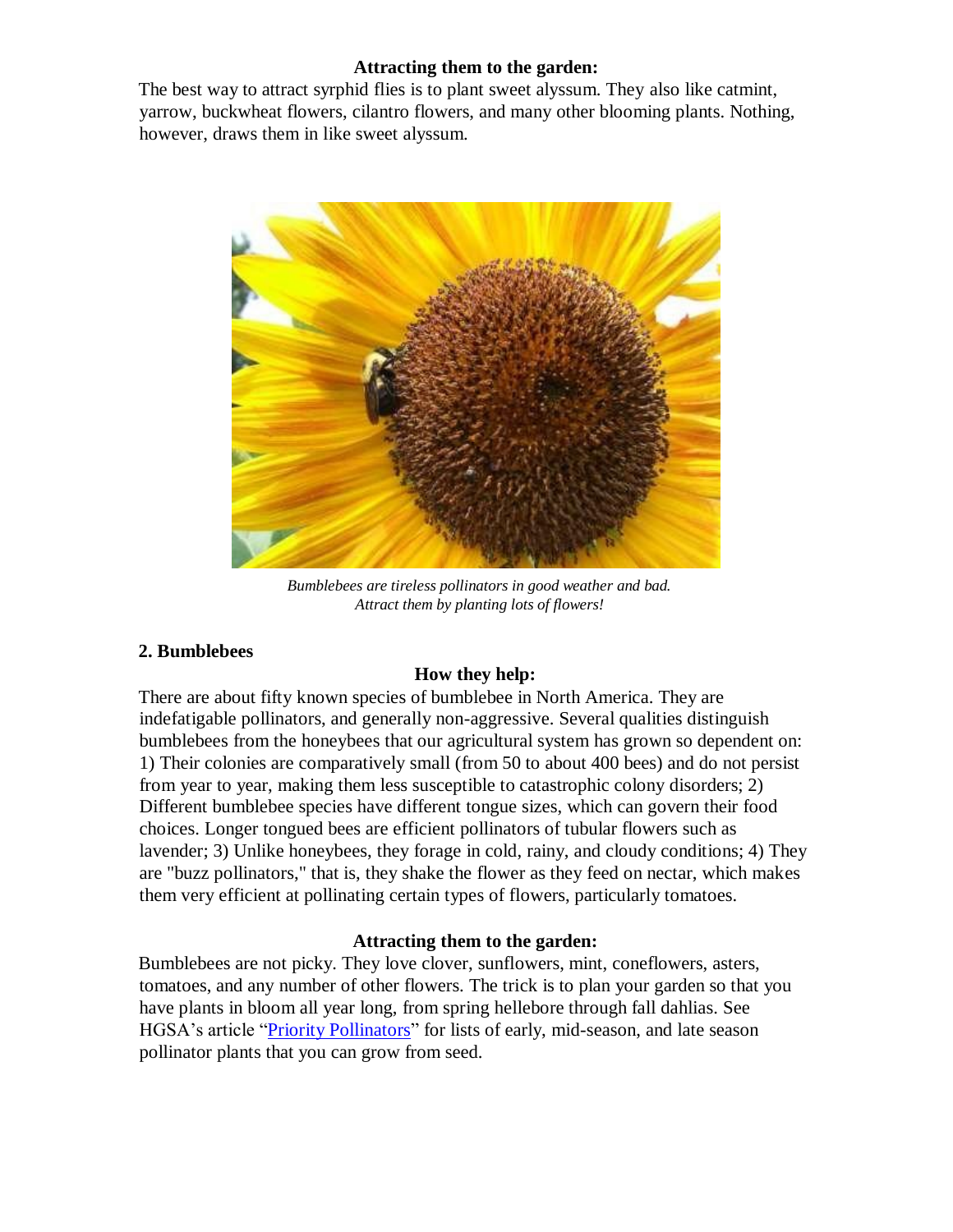**Attracting them to the garden:**

The best way to attract syrphid flies is to plant sweet alyssum. They also like catmint, yarrow, buckwheat flowers, cilantro flowers, and many other blooming plants. Nothing, however, draws them in like sweet alyssum.

*Bumblebees are tireless pollinators in good weather and bad. Attract them by planting lots of flowers!*

**2. Bumblebees**

**How they help:**

There are about fifty known species of bumblebee in North America. They are indefatigable pollinators, and generally non-aggressive. Several qualities distinguish bumblebees from the honeybees that our agricultural system has grown so dependent on: 1) Their colonies are comparatively small (from 50 to about 400 bees) and do not persist from year to year, making them less susceptible to catastrophic colony disorders; 2) Different bumblebee species have different tongue sizes, which can govern their food choices. Longer tongued bees are efficient pollinators of tubular flowers such as lavender; 3) Unlike honeybees, they forage in cold, rainy, and cloudy conditions; 4) They are "buzz pollinators," that is, they shake the flower as they feed on nectar, which makes them very efficient at pollinating certain types of flowers, particularly tomatoes.

**Attracting them to the garden:**

Bumblebees are not picky. They love clover, sunflowers, mint, coneflowers, asters, tomatoes, and any number of other flowers. The trick is to plan your garden so that you have plants in bloom all year long, from spring hellebore through fall dahlias. See HGSA's article "Priority Pollinators" for lists of early, mid-season, and late season pollinator plants that you can grow from seed.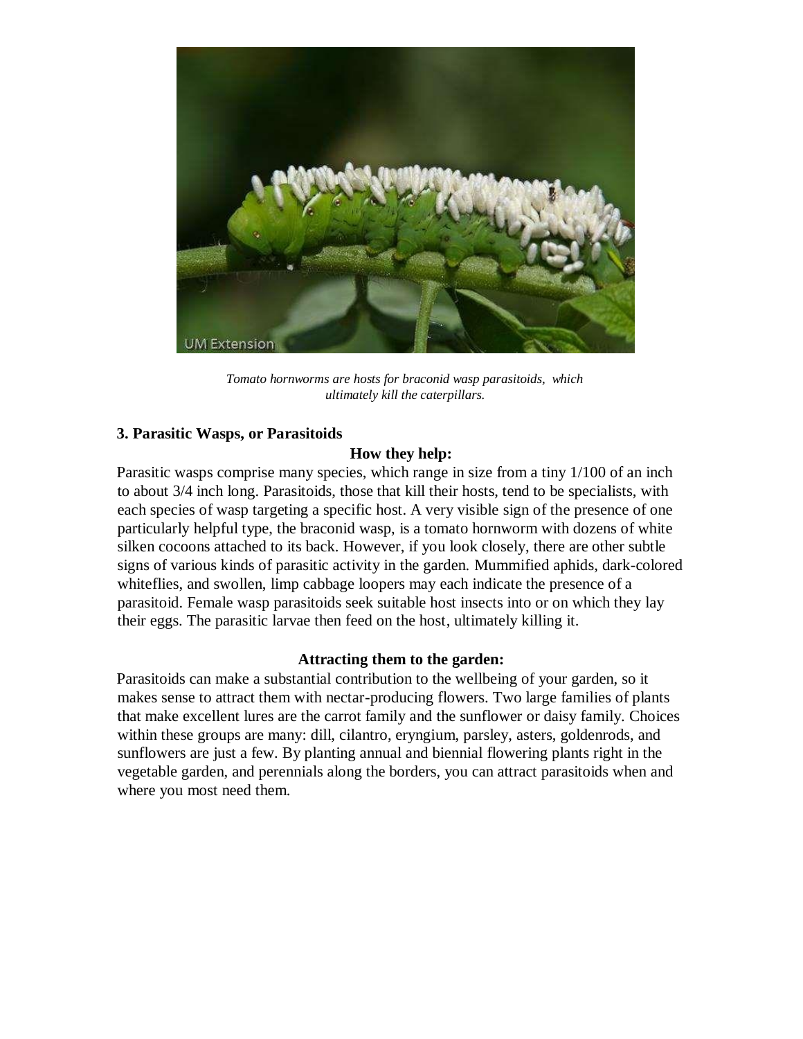*Tomato hornworms are hosts for braconid wasp parasitoids, which ultimately kill the caterpillars.*

### 3. Parasitic Wasps, or Parasitoids

**How they help:**

Parasitic wasps comprise many species, which range in size from a tiny 1/100 of an inch to about 3/4 inch long. Parasitoids, those that kill their hosts, tend to be specialists, with each species of wasp targeting a specific host. A very visible sign of the presence of one particularly helpful type, the braconid wasp, is a tomato hornworm with dozens of white silken cocoons attached to its back. However, if you look closely, there are other subtle signs of various kinds of parasitic activity in the garden. Mummified aphids, dark-colored whiteflies, and swollen, limp cabbage loopers may each indicate the presence of a parasitoid. Female wasp parasitoids seek suitable host insects into or on which they lay their eggs. The parasitic larvae then feed on the host, ultimately killing it.

**Attracting them to the garden:**

Parasitoids can make a substantial contribution to the wellbeing of your garden, so it makes sense to attract them with nectar-producing flowers. Two large families of plants that make excellent lures are the carrot family and the sunflower or daisy family. Choices within these groups are many: dill, cilantro, eryngium, parsley, asters, goldenrods, and sunflowers are just a few. By planting annual and biennial flowering plants right in the vegetable garden, and perennials along the borders, you can attract parasitoids when and where you most need them.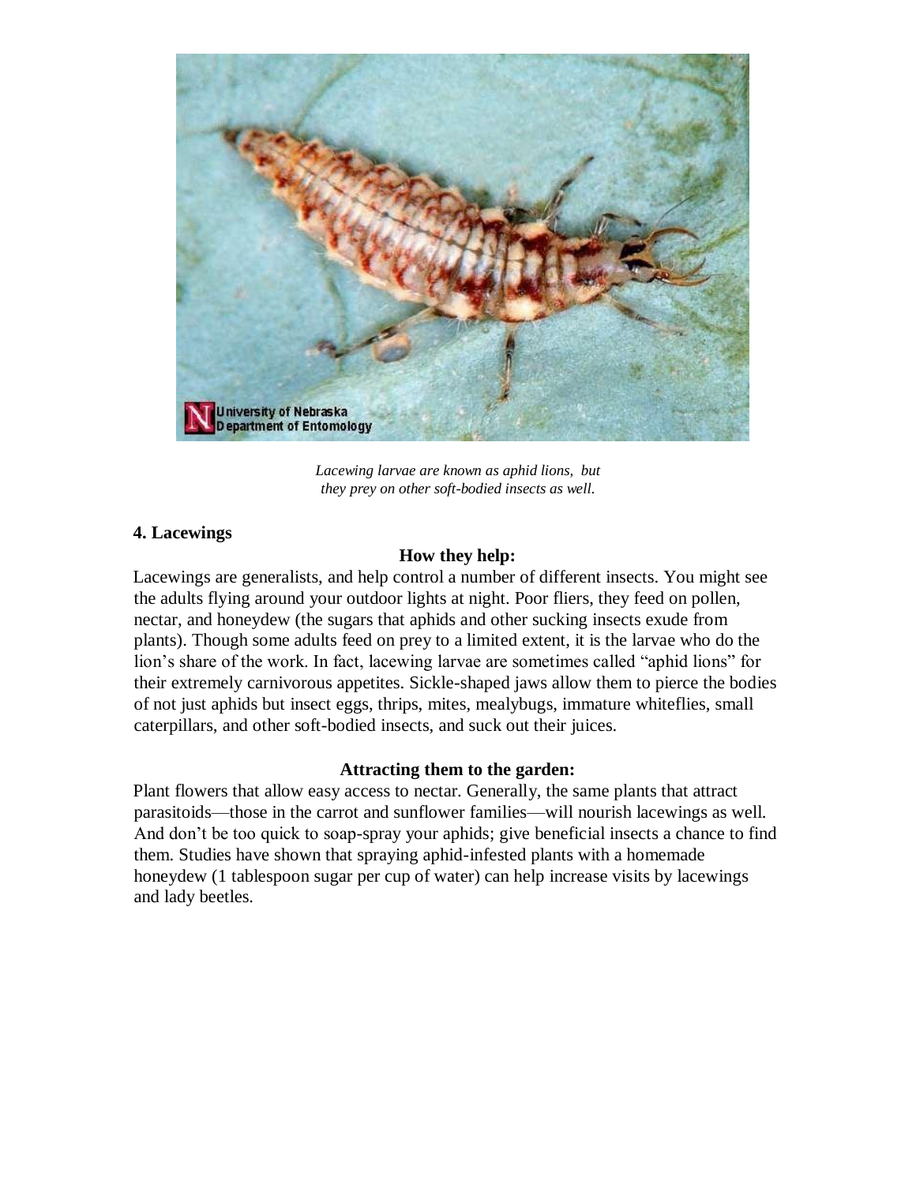*Lacewing larvae are known as aphid lions, but they prey on other soft-bodied insects as well.*

**4. Lacewings**

**How they help:**

Lacewings are generalists, and help control a number of different insects. You might see the adults flying around your outdoor lights at night. Poor fliers, they feed on pollen, nectar, and honeydew (the sugars that aphids and other sucking insects exude from plants). Though some adults feed on prey to a limited extent, it is the larvae who do the lion's share of the work. In fact, lacewing larvae are sometimes called "aphid lions" for their extremely carnivorous appetites. Sickle-shaped jaws allow them to pierce the bodies of not just aphids but insect eggs, thrips, mites, mealybugs, immature whiteflies, small caterpillars, and other soft-bodied insects, and suck out their juices.

**Attracting them to the garden:**

Plant flowers that allow easy access to nectar. Generally, the same plants that attract parasitoids—those in the carrot and sunflower families—will nourish lacewings as well. And don't be too quick to soap-spray your aphids; give beneficial insects a chance to find them. Studies have shown that spraying aphid-infested plants with a homemade honeydew (1 tablespoon sugar per cup of water) can help increase visits by lacewings and lady beetles.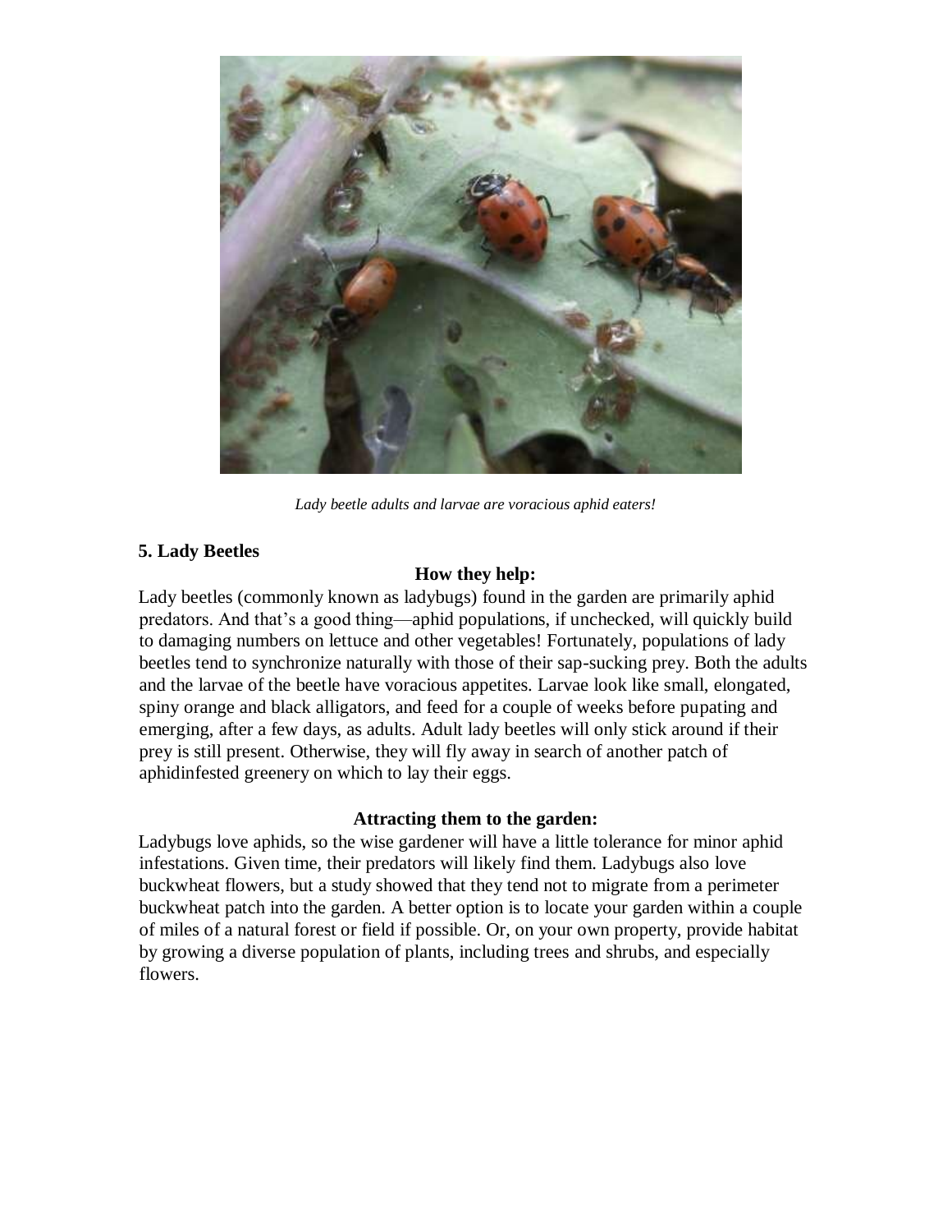*Lady beetle adults and larvae are voracious aphid eaters!*

### 5. Lady Beetles

**How they help:**

Lady beetles (commonly known as ladybugs) found in the garden are primarily aphid predators. And that's a good thing—aphid populations, if unchecked, will quickly build to damaging numbers on lettuce and other vegetables! Fortunately, populations of lady beetles tend to synchronize naturally with those of their sap-sucking prey. Both the adults and the larvae of the beetle have voracious appetites. Larvae look like small, elongated, spiny orange and black alligators, and feed for a couple of weeks before pupating and emerging, after a few days, as adults. Adult lady beetles will only stick around if their prey is still present. Otherwise, they will fly away in search of another patch of aphidinfested greenery on which to lay their eggs.

**Attracting them to the garden:**

Ladybugs love aphids, so the wise gardener will have a little tolerance for minor aphid infestations. Given time, their predators will likely find them. Ladybugs also love buckwheat flowers, but a study showed that they tend not to migrate from a perimeter buckwheat patch into the garden. A better option is to locate your garden within a couple of miles of a natural forest or field if possible. Or, on your own property, provide habitat by growing a diverse population of plants, including trees and shrubs, and especially flowers.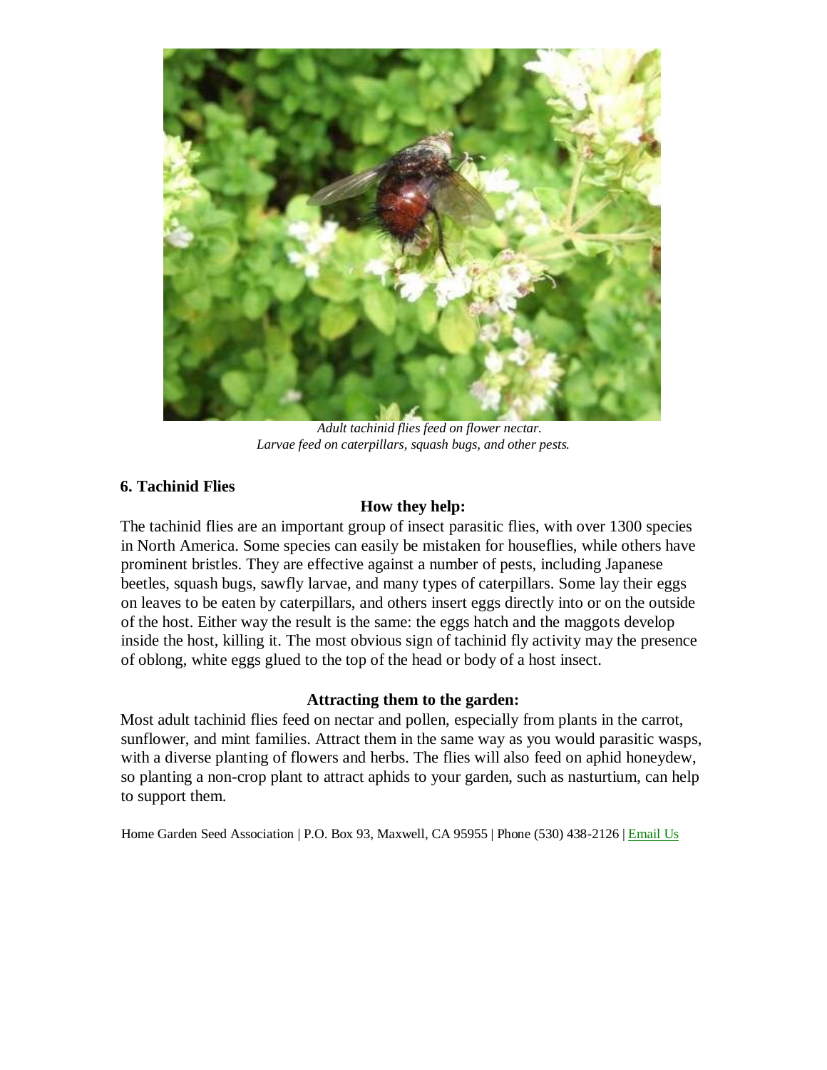*Adult tachinid flies feed on flower nectar.*
*Larvae feed on caterpillars, squash bugs, and other pests.*

### 6. Tachinid Flies

**How they help:**

The tachinid flies are an important group of insect parasitic flies, with over 1300 species in North America. Some species can easily be mistaken for houseflies, while others have prominent bristles. They are effective against a number of pests, including Japanese beetles, squash bugs, sawfly larvae, and many types of caterpillars. Some lay their eggs on leaves to be eaten by caterpillars, and others insert eggs directly into or on the outside of the host. Either way the result is the same: the eggs hatch and the maggots develop inside the host, killing it. The most obvious sign of tachinid fly activity may the presence of oblong, white eggs glued to the top of the head or body of a host insect.

**Attracting them to the garden:**

Most adult tachinid flies feed on nectar and pollen, especially from plants in the carrot, sunflower, and mint families. Attract them in the same way as you would parasitic wasps, with a diverse planting of flowers and herbs. The flies will also feed on aphid honeydew, so planting a non-crop plant to attract aphids to your garden, such as nasturtium, can help to support them.

Home Garden Seed Association | P.O. Box 93, Maxwell, CA 95955 | Phone (530) 438-2126 | Email Us